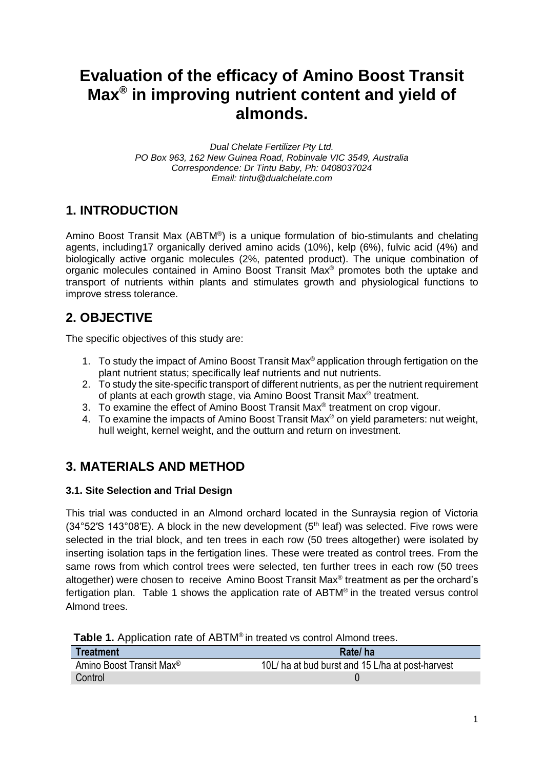# Evaluation of the efficacy of Amino Boost Transit Max® in improving nutrient content and yield of almonds.

*Dual Chelate Fertilizer Pty Ltd.*
*PO Box 963, 162 New Guinea Road, Robinvale VIC 3549, Australia*
*Correspondence: Dr Tintu Baby, Ph: 0408037024*
*Email: tintu@dualchelate.com*

## 1. INTRODUCTION

Amino Boost Transit Max (ABTM®) is a unique formulation of bio-stimulants and chelating agents, including17 organically derived amino acids (10%), kelp (6%), fulvic acid (4%) and biologically active organic molecules (2%, patented product). The unique combination of organic molecules contained in Amino Boost Transit Max® promotes both the uptake and transport of nutrients within plants and stimulates growth and physiological functions to improve stress tolerance.

## 2. OBJECTIVE

The specific objectives of this study are:

1. To study the impact of Amino Boost Transit Max® application through fertigation on the plant nutrient status; specifically leaf nutrients and nut nutrients.
2. To study the site-specific transport of different nutrients, as per the nutrient requirement of plants at each growth stage, via Amino Boost Transit Max® treatment.
3. To examine the effect of Amino Boost Transit Max® treatment on crop vigour.
4. To examine the impacts of Amino Boost Transit Max® on yield parameters: nut weight, hull weight, kernel weight, and the outturn and return on investment.

## 3. MATERIALS AND METHOD

### 3.1. Site Selection and Trial Design

This trial was conducted in an Almond orchard located in the Sunraysia region of Victoria (34°52′S 143°08′E). A block in the new development (5th leaf) was selected. Five rows were selected in the trial block, and ten trees in each row (50 trees altogether) were isolated by inserting isolation taps in the fertigation lines. These were treated as control trees. From the same rows from which control trees were selected, ten further trees in each row (50 trees altogether) were chosen to receive Amino Boost Transit Max® treatment as per the orchard's fertigation plan. Table 1 shows the application rate of ABTM® in the treated versus control Almond trees.

**Table 1.** Application rate of ABTM® in treated vs control Almond trees.

| Treatment | Rate/ ha |
|---|---|
| Amino Boost Transit Max® | 10L/ ha at bud burst and 15 L/ha at post-harvest |
| Control | 0 |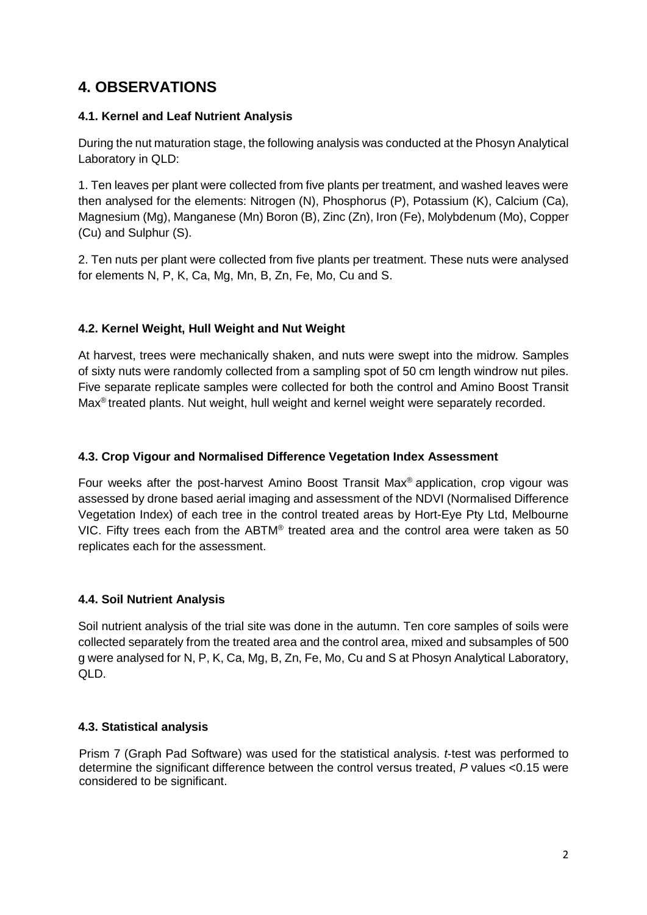# 4. OBSERVATIONS

### 4.1. Kernel and Leaf Nutrient Analysis

During the nut maturation stage, the following analysis was conducted at the Phosyn Analytical Laboratory in QLD:

1. Ten leaves per plant were collected from five plants per treatment, and washed leaves were then analysed for the elements: Nitrogen (N), Phosphorus (P), Potassium (K), Calcium (Ca), Magnesium (Mg), Manganese (Mn) Boron (B), Zinc (Zn), Iron (Fe), Molybdenum (Mo), Copper (Cu) and Sulphur (S).

2. Ten nuts per plant were collected from five plants per treatment. These nuts were analysed for elements N, P, K, Ca, Mg, Mn, B, Zn, Fe, Mo, Cu and S.

### 4.2. Kernel Weight, Hull Weight and Nut Weight

At harvest, trees were mechanically shaken, and nuts were swept into the midrow. Samples of sixty nuts were randomly collected from a sampling spot of 50 cm length windrow nut piles. Five separate replicate samples were collected for both the control and Amino Boost Transit Max® treated plants. Nut weight, hull weight and kernel weight were separately recorded.

### 4.3. Crop Vigour and Normalised Difference Vegetation Index Assessment

Four weeks after the post-harvest Amino Boost Transit Max® application, crop vigour was assessed by drone based aerial imaging and assessment of the NDVI (Normalised Difference Vegetation Index) of each tree in the control treated areas by Hort-Eye Pty Ltd, Melbourne VIC. Fifty trees each from the ABTM® treated area and the control area were taken as 50 replicates each for the assessment.

### 4.4. Soil Nutrient Analysis

Soil nutrient analysis of the trial site was done in the autumn. Ten core samples of soils were collected separately from the treated area and the control area, mixed and subsamples of 500 g were analysed for N, P, K, Ca, Mg, B, Zn, Fe, Mo, Cu and S at Phosyn Analytical Laboratory, QLD.

### 4.3. Statistical analysis

Prism 7 (Graph Pad Software) was used for the statistical analysis. *t*-test was performed to determine the significant difference between the control versus treated, $P$ values <0.15 were considered to be significant.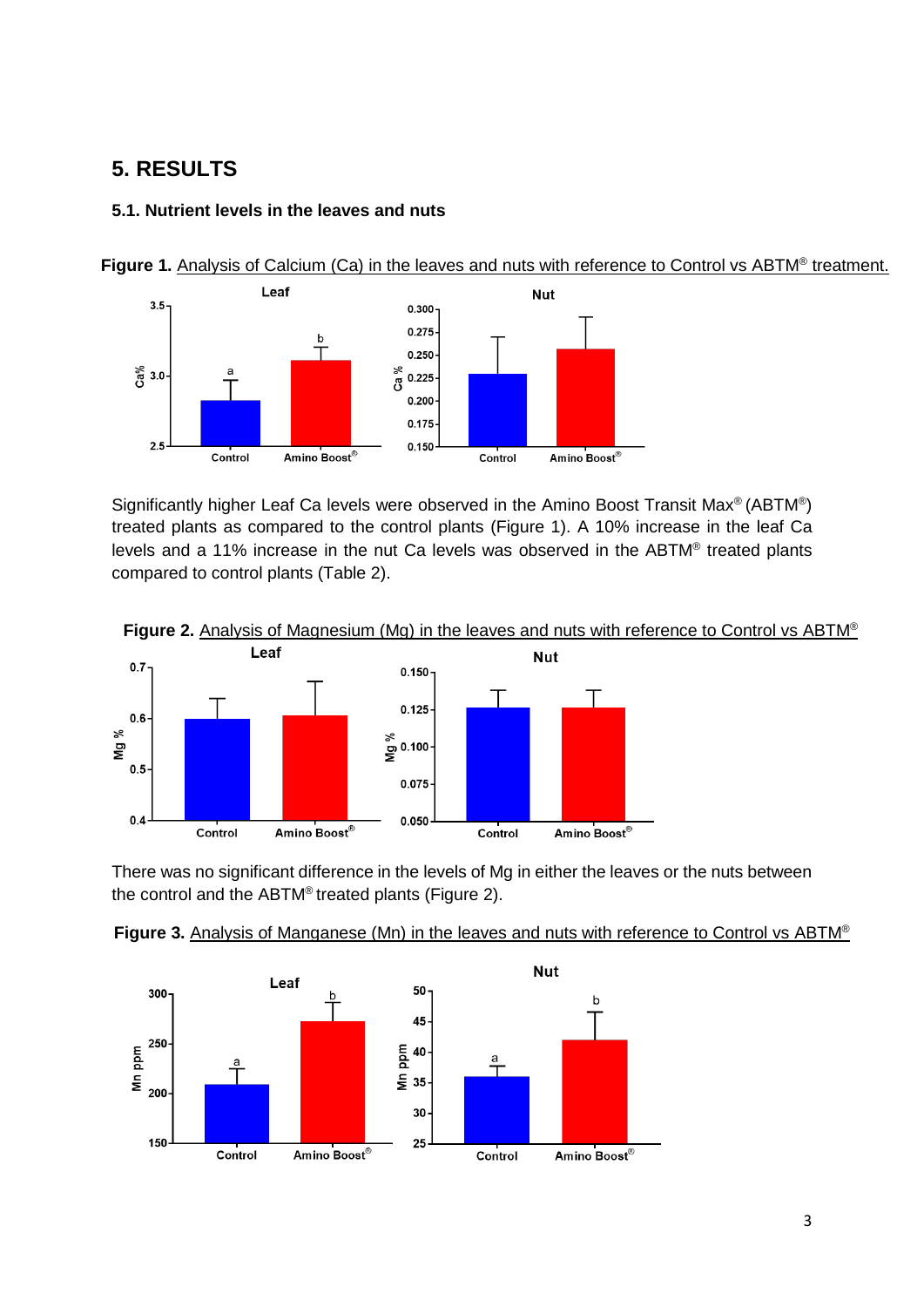# 5. RESULTS

## 5.1. Nutrient levels in the leaves and nuts

**Figure 1.** Analysis of Calcium (Ca) in the leaves and nuts with reference to Control vs ABTM® treatment.

Significantly higher Leaf Ca levels were observed in the Amino Boost Transit Max® (ABTM®) treated plants as compared to the control plants (Figure 1). A 10% increase in the leaf Ca levels and a 11% increase in the nut Ca levels was observed in the ABTM® treated plants compared to control plants (Table 2).

**Figure 2.** Analysis of Magnesium (Mg) in the leaves and nuts with reference to Control vs ABTM®

There was no significant difference in the levels of Mg in either the leaves or the nuts between the control and the ABTM® treated plants (Figure 2).

**Figure 3.** Analysis of Manganese (Mn) in the leaves and nuts with reference to Control vs ABTM®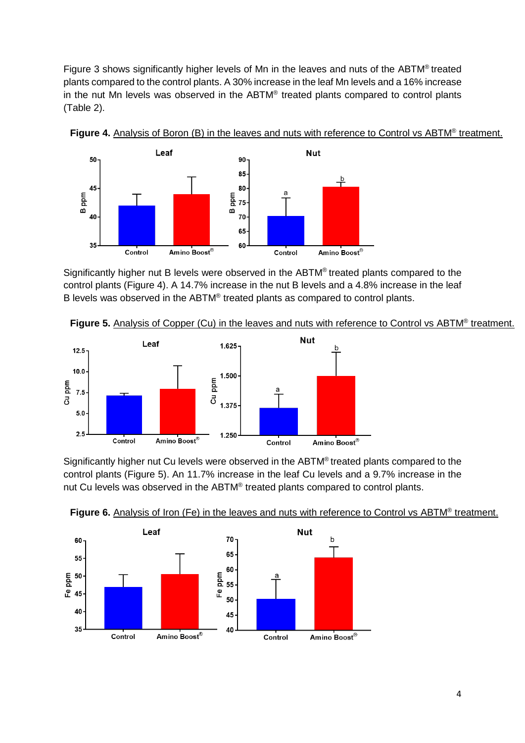Figure 3 shows significantly higher levels of Mn in the leaves and nuts of the ABTM® treated plants compared to the control plants. A 30% increase in the leaf Mn levels and a 16% increase in the nut Mn levels was observed in the ABTM® treated plants compared to control plants (Table 2).

**Figure 4.** Analysis of Boron (B) in the leaves and nuts with reference to Control vs ABTM® treatment.

Significantly higher nut B levels were observed in the ABTM® treated plants compared to the control plants (Figure 4). A 14.7% increase in the nut B levels and a 4.8% increase in the leaf B levels was observed in the ABTM® treated plants as compared to control plants.

**Figure 5.** Analysis of Copper (Cu) in the leaves and nuts with reference to Control vs ABTM® treatment.

Significantly higher nut Cu levels were observed in the ABTM® treated plants compared to the control plants (Figure 5). An 11.7% increase in the leaf Cu levels and a 9.7% increase in the nut Cu levels was observed in the ABTM® treated plants compared to control plants.

**Figure 6.** Analysis of Iron (Fe) in the leaves and nuts with reference to Control vs ABTM® treatment.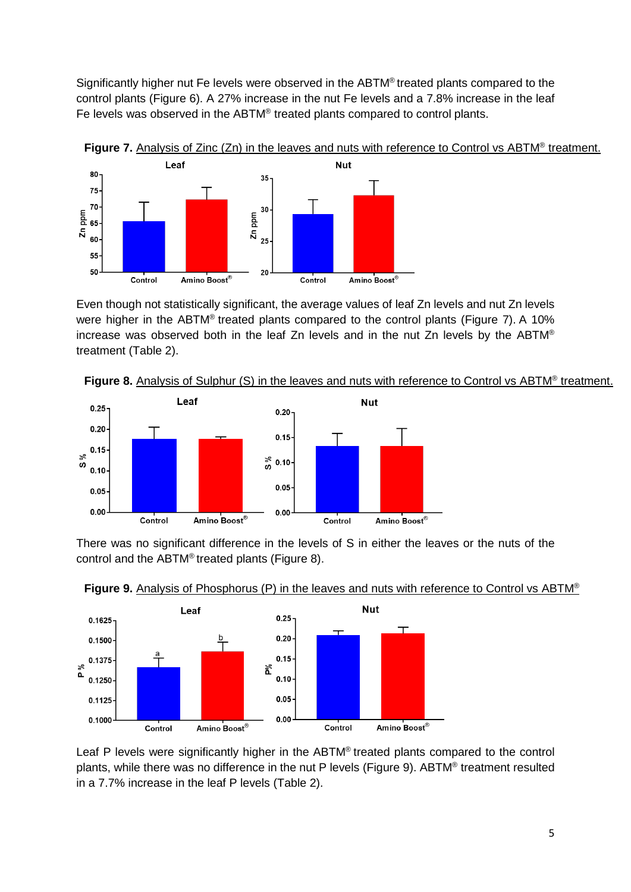Significantly higher nut Fe levels were observed in the ABTM® treated plants compared to the control plants (Figure 6). A 27% increase in the nut Fe levels and a 7.8% increase in the leaf Fe levels was observed in the ABTM® treated plants compared to control plants.

**Figure 7.** Analysis of Zinc (Zn) in the leaves and nuts with reference to Control vs ABTM® treatment.

Even though not statistically significant, the average values of leaf Zn levels and nut Zn levels were higher in the ABTM® treated plants compared to the control plants (Figure 7). A 10% increase was observed both in the leaf Zn levels and in the nut Zn levels by the ABTM® treatment (Table 2).

**Figure 8.** Analysis of Sulphur (S) in the leaves and nuts with reference to Control vs ABTM® treatment.

There was no significant difference in the levels of S in either the leaves or the nuts of the control and the ABTM® treated plants (Figure 8).

**Figure 9.** Analysis of Phosphorus (P) in the leaves and nuts with reference to Control vs ABTM®

Leaf P levels were significantly higher in the ABTM® treated plants compared to the control plants, while there was no difference in the nut P levels (Figure 9). ABTM® treatment resulted in a 7.7% increase in the leaf P levels (Table 2).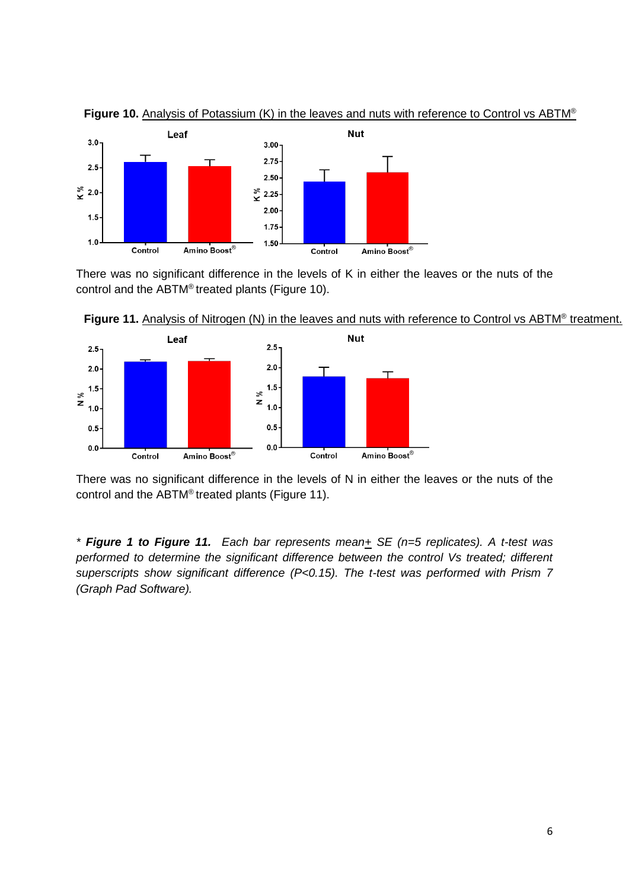**Figure 10.** Analysis of Potassium (K) in the leaves and nuts with reference to Control vs ABTM®

There was no significant difference in the levels of K in either the leaves or the nuts of the control and the ABTM® treated plants (Figure 10).

**Figure 11.** Analysis of Nitrogen (N) in the leaves and nuts with reference to Control vs ABTM® treatment.

There was no significant difference in the levels of N in either the leaves or the nuts of the control and the ABTM® treated plants (Figure 11).

*\* **Figure 1 to Figure 11.** Each bar represents mean± SE (n=5 replicates). A t-test was performed to determine the significant difference between the control Vs treated; different superscripts show significant difference (P<0.15). The t-test was performed with Prism 7 (Graph Pad Software).*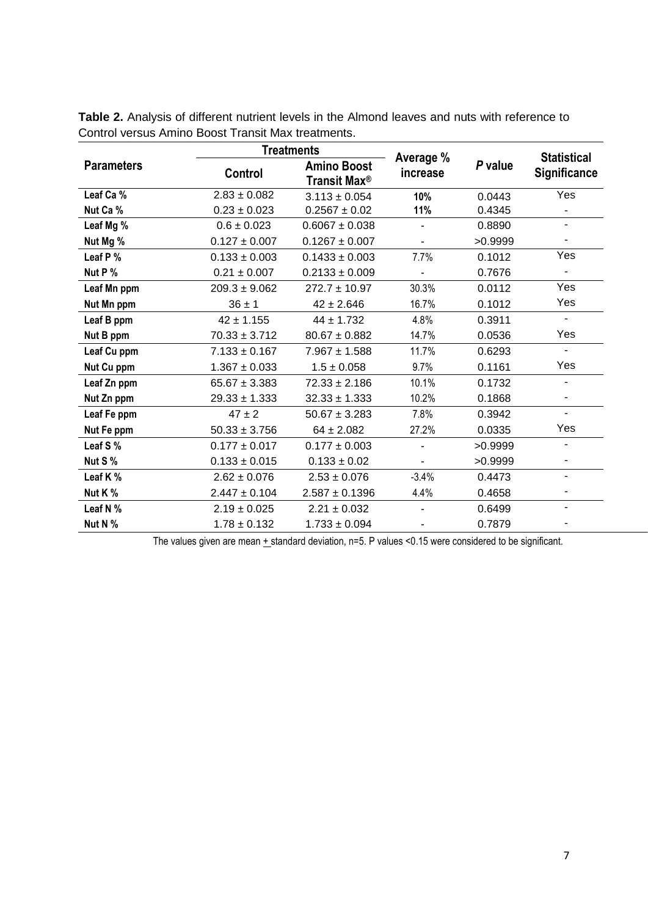**Table 2.** Analysis of different nutrient levels in the Almond leaves and nuts with reference to Control versus Amino Boost Transit Max treatments.

| Parameters | Treatments | | Average % increase | *P* value | Statistical Significance |
|---|---|---|---|---|---|
| | Control | Amino Boost Transit Max® | | | |
| Leaf Ca % | 2.83 ± 0.082 | 3.113 ± 0.054 | **10%** | 0.0443 | Yes |
| Nut Ca % | 0.23 ± 0.023 | 0.2567 ± 0.02 | **11%** | 0.4345 | - |
| Leaf Mg % | 0.6 ± 0.023 | 0.6067 ± 0.038 | - | 0.8890 | - |
| Nut Mg % | 0.127 ± 0.007 | 0.1267 ± 0.007 | - | >0.9999 | - |
| Leaf P % | 0.133 ± 0.003 | 0.1433 ± 0.003 | 7.7% | 0.1012 | Yes |
| Nut P % | 0.21 ± 0.007 | 0.2133 ± 0.009 | - | 0.7676 | - |
| Leaf Mn ppm | 209.3 ± 9.062 | 272.7 ± 10.97 | 30.3% | 0.0112 | Yes |
| Nut Mn ppm | 36 ± 1 | 42 ± 2.646 | 16.7% | 0.1012 | Yes |
| Leaf B ppm | 42 ± 1.155 | 44 ± 1.732 | 4.8% | 0.3911 | - |
| Nut B ppm | 70.33 ± 3.712 | 80.67 ± 0.882 | 14.7% | 0.0536 | Yes |
| Leaf Cu ppm | 7.133 ± 0.167 | 7.967 ± 1.588 | 11.7% | 0.6293 | - |
| Nut Cu ppm | 1.367 ± 0.033 | 1.5 ± 0.058 | 9.7% | 0.1161 | Yes |
| Leaf Zn ppm | 65.67 ± 3.383 | 72.33 ± 2.186 | 10.1% | 0.1732 | - |
| Nut Zn ppm | 29.33 ± 1.333 | 32.33 ± 1.333 | 10.2% | 0.1868 | - |
| Leaf Fe ppm | 47 ± 2 | 50.67 ± 3.283 | 7.8% | 0.3942 | - |
| Nut Fe ppm | 50.33 ± 3.756 | 64 ± 2.082 | 27.2% | 0.0335 | Yes |
| Leaf S % | 0.177 ± 0.017 | 0.177 ± 0.003 | - | >0.9999 | - |
| Nut S % | 0.133 ± 0.015 | 0.133 ± 0.02 | - | >0.9999 | - |
| Leaf K % | 2.62 ± 0.076 | 2.53 ± 0.076 | -3.4% | 0.4473 | - |
| Nut K % | 2.447 ± 0.104 | 2.587 ± 0.1396 | 4.4% | 0.4658 | - |
| Leaf N % | 2.19 ± 0.025 | 2.21 ± 0.032 | - | 0.6499 | - |
| Nut N % | 1.78 ± 0.132 | 1.733 ± 0.094 | - | 0.7879 | - |

The values given are mean ± standard deviation, n=5. P values <0.15 were considered to be significant.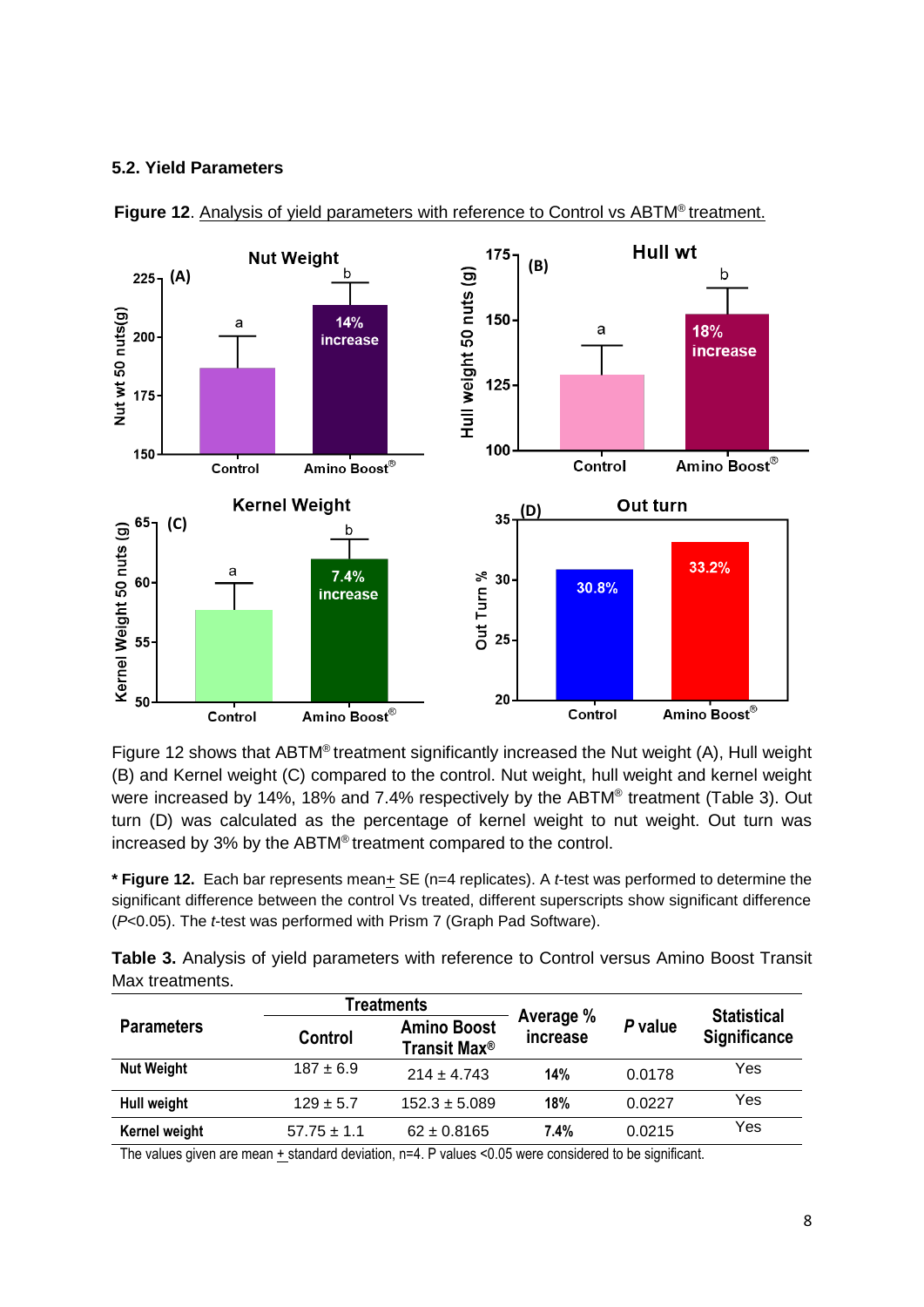### 5.2. Yield Parameters

**Figure 12**. Analysis of yield parameters with reference to Control vs ABTM® treatment.

Figure 12 shows that ABTM® treatment significantly increased the Nut weight (A), Hull weight (B) and Kernel weight (C) compared to the control. Nut weight, hull weight and kernel weight were increased by 14%, 18% and 7.4% respectively by the ABTM® treatment (Table 3). Out turn (D) was calculated as the percentage of kernel weight to nut weight. Out turn was increased by 3% by the ABTM® treatment compared to the control.

**\* Figure 12.** Each bar represents mean± SE (n=4 replicates). A *t*-test was performed to determine the significant difference between the control Vs treated, different superscripts show significant difference (*P*<0.05). The *t*-test was performed with Prism 7 (Graph Pad Software).

**Table 3.** Analysis of yield parameters with reference to Control versus Amino Boost Transit Max treatments.

| Parameters | Treatments | | Average % increase | *P* value | Statistical Significance |
|---|---|---|---|---|---|
| | Control | Amino Boost Transit Max® | | | |
| **Nut Weight** | 187 ± 6.9 | 214 ± 4.743 | 14% | 0.0178 | Yes |
| **Hull weight** | 129 ± 5.7 | 152.3 ± 5.089 | 18% | 0.0227 | Yes |
| **Kernel weight** | 57.75 ± 1.1 | 62 ± 0.8165 | 7.4% | 0.0215 | Yes |

The values given are mean ± standard deviation, n=4. P values <0.05 were considered to be significant.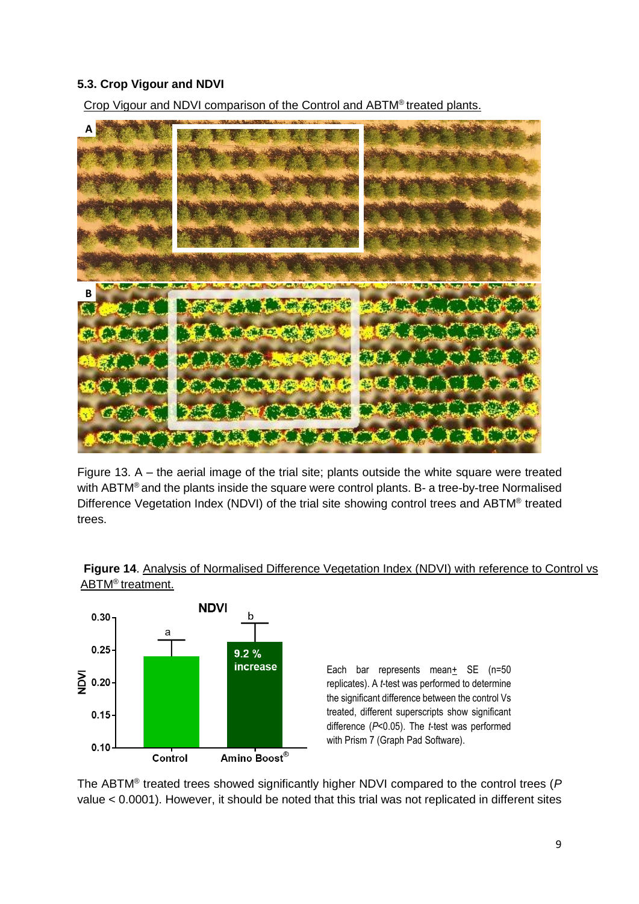### 5.3. Crop Vigour and NDVI

Crop Vigour and NDVI comparison of the Control and ABTM® treated plants.

Figure 13. A – the aerial image of the trial site; plants outside the white square were treated with ABTM® and the plants inside the square were control plants. B- a tree-by-tree Normalised Difference Vegetation Index (NDVI) of the trial site showing control trees and ABTM® treated trees.

**Figure 14**. Analysis of Normalised Difference Vegetation Index (NDVI) with reference to Control vs ABTM® treatment.

Each bar represents mean± SE (n=50 replicates). A *t*-test was performed to determine the significant difference between the control Vs treated, different superscripts show significant difference (*P*<0.05). The *t*-test was performed with Prism 7 (Graph Pad Software).

The ABTM® treated trees showed significantly higher NDVI compared to the control trees (*P* value < 0.0001). However, it should be noted that this trial was not replicated in different sites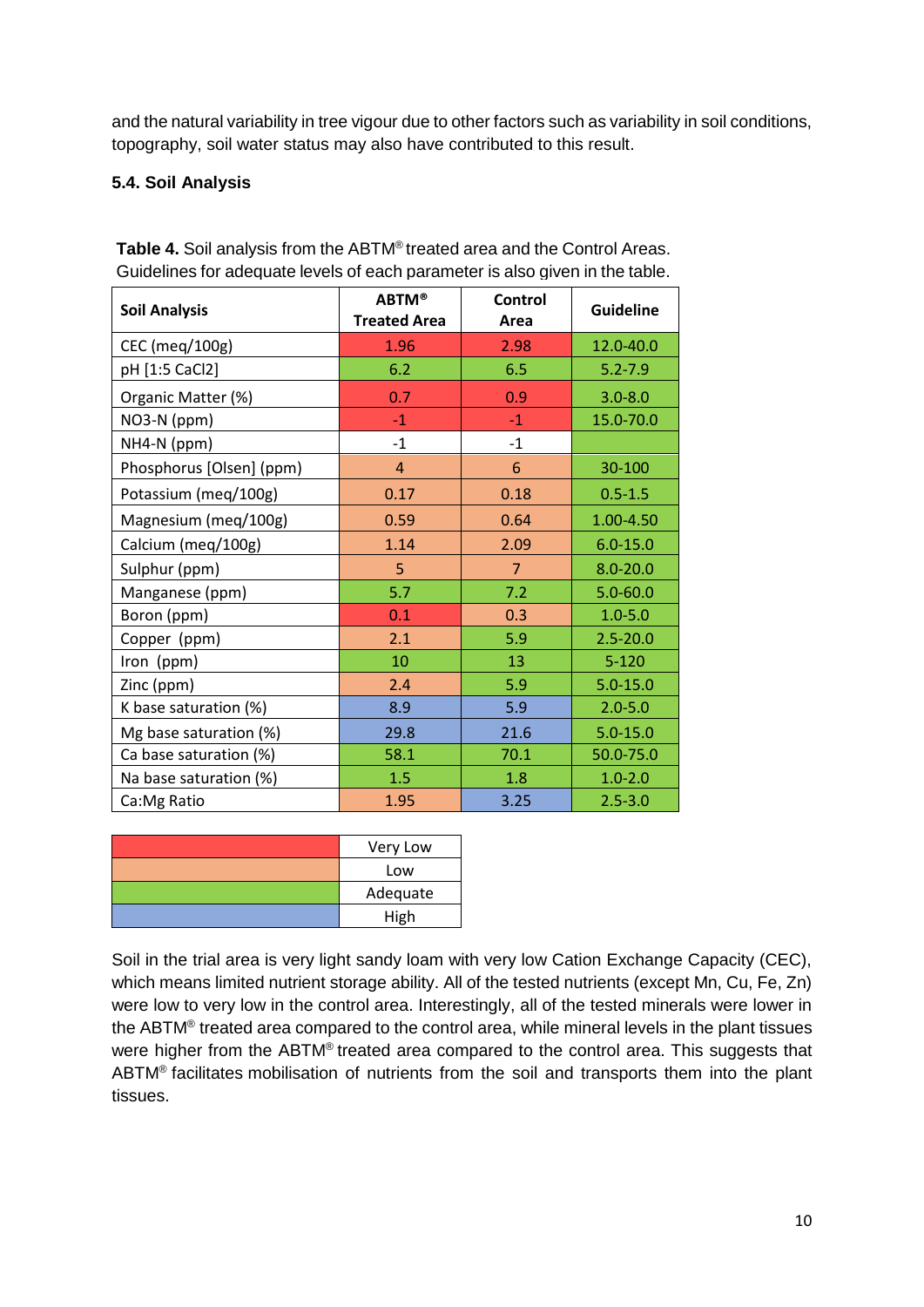and the natural variability in tree vigour due to other factors such as variability in soil conditions, topography, soil water status may also have contributed to this result.

### 5.4. Soil Analysis

**Table 4.** Soil analysis from the ABTM® treated area and the Control Areas. Guidelines for adequate levels of each parameter is also given in the table.

| Soil Analysis | ABTM® Treated Area | Control Area | Guideline |
|---|---|---|---|
| CEC (meq/100g) | 1.96 | 2.98 | 12.0-40.0 |
| pH [1:5 CaCl2] | 6.2 | 6.5 | 5.2-7.9 |
| Organic Matter (%) | 0.7 | 0.9 | 3.0-8.0 |
| NO3-N (ppm) | -1 | -1 | 15.0-70.0 |
| NH4-N (ppm) | -1 | -1 | |
| Phosphorus [Olsen] (ppm) | 4 | 6 | 30-100 |
| Potassium (meq/100g) | 0.17 | 0.18 | 0.5-1.5 |
| Magnesium (meq/100g) | 0.59 | 0.64 | 1.00-4.50 |
| Calcium (meq/100g) | 1.14 | 2.09 | 6.0-15.0 |
| Sulphur (ppm) | 5 | 7 | 8.0-20.0 |
| Manganese (ppm) | 5.7 | 7.2 | 5.0-60.0 |
| Boron (ppm) | 0.1 | 0.3 | 1.0-5.0 |
| Copper (ppm) | 2.1 | 5.9 | 2.5-20.0 |
| Iron (ppm) | 10 | 13 | 5-120 |
| Zinc (ppm) | 2.4 | 5.9 | 5.0-15.0 |
| K base saturation (%) | 8.9 | 5.9 | 2.0-5.0 |
| Mg base saturation (%) | 29.8 | 21.6 | 5.0-15.0 |
| Ca base saturation (%) | 58.1 | 70.1 | 50.0-75.0 |
| Na base saturation (%) | 1.5 | 1.8 | 1.0-2.0 |
| Ca:Mg Ratio | 1.95 | 3.25 | 2.5-3.0 |

| Colour | Level |
|---|---|
| Red | Very Low |
| Orange | Low |
| Green | Adequate |
| Blue | High |

Soil in the trial area is very light sandy loam with very low Cation Exchange Capacity (CEC), which means limited nutrient storage ability. All of the tested nutrients (except Mn, Cu, Fe, Zn) were low to very low in the control area. Interestingly, all of the tested minerals were lower in the ABTM® treated area compared to the control area, while mineral levels in the plant tissues were higher from the ABTM® treated area compared to the control area. This suggests that ABTM® facilitates mobilisation of nutrients from the soil and transports them into the plant tissues.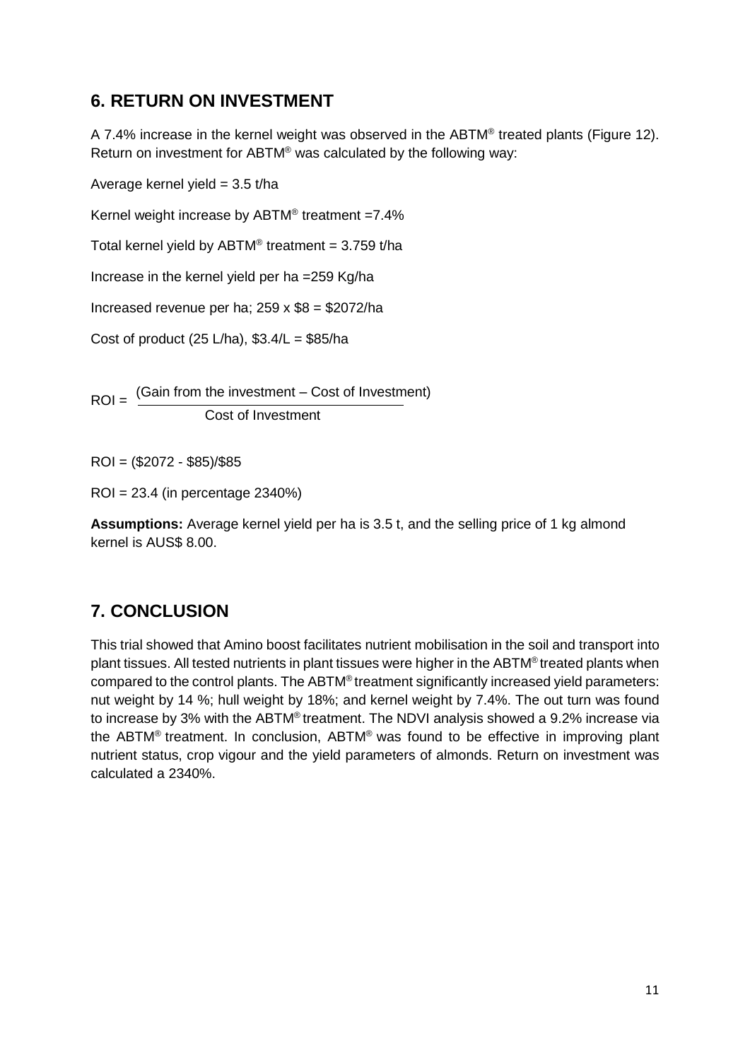## 6. RETURN ON INVESTMENT

A 7.4% increase in the kernel weight was observed in the ABTM® treated plants (Figure 12). Return on investment for ABTM® was calculated by the following way:

Average kernel yield = 3.5 t/ha

Kernel weight increase by ABTM® treatment =7.4%

Total kernel yield by ABTM® treatment = 3.759 t/ha

Increase in the kernel yield per ha =259 Kg/ha

Increased revenue per ha; 259 x $8 = $2072/ha

Cost of product (25 L/ha), $3.4/L = $85/ha

$$\text{ROI} = \frac{\text{(Gain from the investment – Cost of Investment)}}{\text{Cost of Investment}}$$

ROI = ($2072 - $85)/$85

ROI = 23.4 (in percentage 2340%)

**Assumptions:** Average kernel yield per ha is 3.5 t, and the selling price of 1 kg almond kernel is AUS$ 8.00.

## 7. CONCLUSION

This trial showed that Amino boost facilitates nutrient mobilisation in the soil and transport into plant tissues. All tested nutrients in plant tissues were higher in the ABTM® treated plants when compared to the control plants. The ABTM® treatment significantly increased yield parameters: nut weight by 14 %; hull weight by 18%; and kernel weight by 7.4%. The out turn was found to increase by 3% with the ABTM® treatment. The NDVI analysis showed a 9.2% increase via the ABTM® treatment. In conclusion, ABTM® was found to be effective in improving plant nutrient status, crop vigour and the yield parameters of almonds. Return on investment was calculated a 2340%.